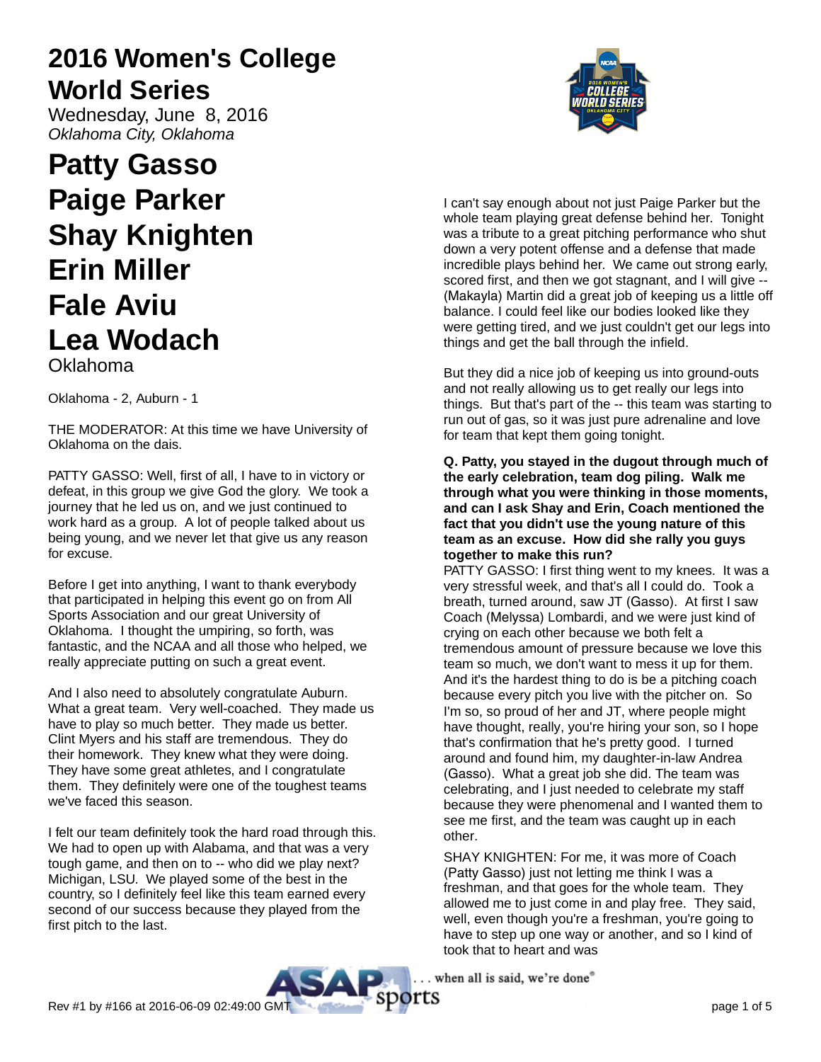# 2016 Women's College World Series

Wednesday, June 8, 2016

*Oklahoma City, Oklahoma*

# Patty Gasso
# Paige Parker
# Shay Knighten
# Erin Miller
# Fale Aviu
# Lea Wodach

Oklahoma

Oklahoma - 2, Auburn - 1

THE MODERATOR: At this time we have University of Oklahoma on the dais.

PATTY GASSO: Well, first of all, I have to in victory or defeat, in this group we give God the glory. We took a journey that he led us on, and we just continued to work hard as a group. A lot of people talked about us being young, and we never let that give us any reason for excuse.

Before I get into anything, I want to thank everybody that participated in helping this event go on from All Sports Association and our great University of Oklahoma. I thought the umpiring, so forth, was fantastic, and the NCAA and all those who helped, we really appreciate putting on such a great event.

And I also need to absolutely congratulate Auburn. What a great team. Very well-coached. They made us have to play so much better. They made us better. Clint Myers and his staff are tremendous. They do their homework. They knew what they were doing. They have some great athletes, and I congratulate them. They definitely were one of the toughest teams we've faced this season.

I felt our team definitely took the hard road through this. We had to open up with Alabama, and that was a very tough game, and then on to -- who did we play next? Michigan, LSU. We played some of the best in the country, so I definitely feel like this team earned every second of our success because they played from the first pitch to the last.

I can't say enough about not just Paige Parker but the whole team playing great defense behind her. Tonight was a tribute to a great pitching performance who shut down a very potent offense and a defense that made incredible plays behind her. We came out strong early, scored first, and then we got stagnant, and I will give -- (Makayla) Martin did a great job of keeping us a little off balance. I could feel like our bodies looked like they were getting tired, and we just couldn't get our legs into things and get the ball through the infield.

But they did a nice job of keeping us into ground-outs and not really allowing us to get really our legs into things. But that's part of the -- this team was starting to run out of gas, so it was just pure adrenaline and love for team that kept them going tonight.

**Q. Patty, you stayed in the dugout through much of the early celebration, team dog piling. Walk me through what you were thinking in those moments, and can I ask Shay and Erin, Coach mentioned the fact that you didn't use the young nature of this team as an excuse. How did she rally you guys together to make this run?**

PATTY GASSO: I first thing went to my knees. It was a very stressful week, and that's all I could do. Took a breath, turned around, saw JT (Gasso). At first I saw Coach (Melyssa) Lombardi, and we were just kind of crying on each other because we both felt a tremendous amount of pressure because we love this team so much, we don't want to mess it up for them. And it's the hardest thing to do is be a pitching coach because every pitch you live with the pitcher on. So I'm so, so proud of her and JT, where people might have thought, really, you're hiring your son, so I hope that's confirmation that he's pretty good. I turned around and found him, my daughter-in-law Andrea (Gasso). What a great job she did. The team was celebrating, and I just needed to celebrate my staff because they were phenomenal and I wanted them to see me first, and the team was caught up in each other.

SHAY KNIGHTEN: For me, it was more of Coach (Patty Gasso) just not letting me think I was a freshman, and that goes for the whole team. They allowed me to just come in and play free. They said, well, even though you're a freshman, you're going to have to step up one way or another, and so I kind of took that to heart and was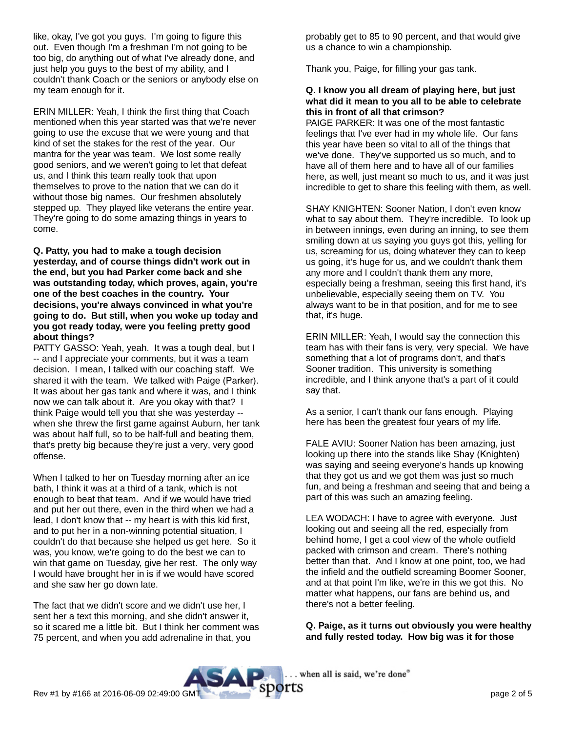like, okay, I've got you guys. I'm going to figure this out. Even though I'm a freshman I'm not going to be too big, do anything out of what I've already done, and just help you guys to the best of my ability, and I couldn't thank Coach or the seniors or anybody else on my team enough for it.

ERIN MILLER: Yeah, I think the first thing that Coach mentioned when this year started was that we're never going to use the excuse that we were young and that kind of set the stakes for the rest of the year. Our mantra for the year was team. We lost some really good seniors, and we weren't going to let that defeat us, and I think this team really took that upon themselves to prove to the nation that we can do it without those big names. Our freshmen absolutely stepped up. They played like veterans the entire year. They're going to do some amazing things in years to come.

**Q. Patty, you had to make a tough decision yesterday, and of course things didn't work out in the end, but you had Parker come back and she was outstanding today, which proves, again, you're one of the best coaches in the country. Your decisions, you're always convinced in what you're going to do. But still, when you woke up today and you got ready today, were you feeling pretty good about things?**

PATTY GASSO: Yeah, yeah. It was a tough deal, but I -- and I appreciate your comments, but it was a team decision. I mean, I talked with our coaching staff. We shared it with the team. We talked with Paige (Parker). It was about her gas tank and where it was, and I think now we can talk about it. Are you okay with that? I think Paige would tell you that she was yesterday -- when she threw the first game against Auburn, her tank was about half full, so to be half-full and beating them, that's pretty big because they're just a very, very good offense.

When I talked to her on Tuesday morning after an ice bath, I think it was at a third of a tank, which is not enough to beat that team. And if we would have tried and put her out there, even in the third when we had a lead, I don't know that -- my heart is with this kid first, and to put her in a non-winning potential situation, I couldn't do that because she helped us get here. So it was, you know, we're going to do the best we can to win that game on Tuesday, give her rest. The only way I would have brought her in is if we would have scored and she saw her go down late.

The fact that we didn't score and we didn't use her, I sent her a text this morning, and she didn't answer it, so it scared me a little bit. But I think her comment was 75 percent, and when you add adrenaline in that, you probably get to 85 to 90 percent, and that would give us a chance to win a championship.

Thank you, Paige, for filling your gas tank.

**Q. I know you all dream of playing here, but just what did it mean to you all to be able to celebrate this in front of all that crimson?**

PAIGE PARKER: It was one of the most fantastic feelings that I've ever had in my whole life. Our fans this year have been so vital to all of the things that we've done. They've supported us so much, and to have all of them here and to have all of our families here, as well, just meant so much to us, and it was just incredible to get to share this feeling with them, as well.

SHAY KNIGHTEN: Sooner Nation, I don't even know what to say about them. They're incredible. To look up in between innings, even during an inning, to see them smiling down at us saying you guys got this, yelling for us, screaming for us, doing whatever they can to keep us going, it's huge for us, and we couldn't thank them any more and I couldn't thank them any more, especially being a freshman, seeing this first hand, it's unbelievable, especially seeing them on TV. You always want to be in that position, and for me to see that, it's huge.

ERIN MILLER: Yeah, I would say the connection this team has with their fans is very, very special. We have something that a lot of programs don't, and that's Sooner tradition. This university is something incredible, and I think anyone that's a part of it could say that.

As a senior, I can't thank our fans enough. Playing here has been the greatest four years of my life.

FALE AVIU: Sooner Nation has been amazing, just looking up there into the stands like Shay (Knighten) was saying and seeing everyone's hands up knowing that they got us and we got them was just so much fun, and being a freshman and seeing that and being a part of this was such an amazing feeling.

LEA WODACH: I have to agree with everyone. Just looking out and seeing all the red, especially from behind home, I get a cool view of the whole outfield packed with crimson and cream. There's nothing better than that. And I know at one point, too, we had the infield and the outfield screaming Boomer Sooner, and at that point I'm like, we're in this we got this. No matter what happens, our fans are behind us, and there's not a better feeling.

**Q. Paige, as it turns out obviously you were healthy and fully rested today. How big was it for those**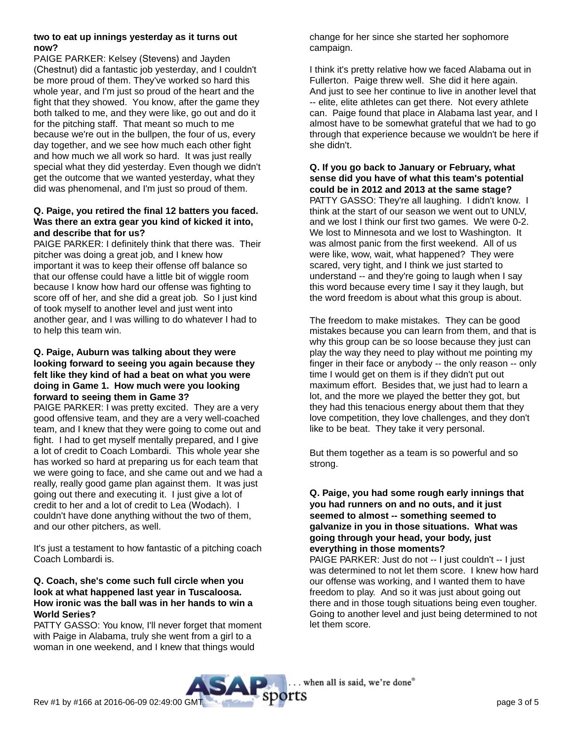**two to eat up innings yesterday as it turns out now?**

PAIGE PARKER: Kelsey (Stevens) and Jayden (Chestnut) did a fantastic job yesterday, and I couldn't be more proud of them. They've worked so hard this whole year, and I'm just so proud of the heart and the fight that they showed. You know, after the game they both talked to me, and they were like, go out and do it for the pitching staff. That meant so much to me because we're out in the bullpen, the four of us, every day together, and we see how much each other fight and how much we all work so hard. It was just really special what they did yesterday. Even though we didn't get the outcome that we wanted yesterday, what they did was phenomenal, and I'm just so proud of them.

**Q. Paige, you retired the final 12 batters you faced. Was there an extra gear you kind of kicked it into, and describe that for us?**

PAIGE PARKER: I definitely think that there was. Their pitcher was doing a great job, and I knew how important it was to keep their offense off balance so that our offense could have a little bit of wiggle room because I know how hard our offense was fighting to score off of her, and she did a great job. So I just kind of took myself to another level and just went into another gear, and I was willing to do whatever I had to to help this team win.

**Q. Paige, Auburn was talking about they were looking forward to seeing you again because they felt like they kind of had a beat on what you were doing in Game 1. How much were you looking forward to seeing them in Game 3?**

PAIGE PARKER: I was pretty excited. They are a very good offensive team, and they are a very well-coached team, and I knew that they were going to come out and fight. I had to get myself mentally prepared, and I give a lot of credit to Coach Lombardi. This whole year she has worked so hard at preparing us for each team that we were going to face, and she came out and we had a really, really good game plan against them. It was just going out there and executing it. I just give a lot of credit to her and a lot of credit to Lea (Wodach). I couldn't have done anything without the two of them, and our other pitchers, as well.

It's just a testament to how fantastic of a pitching coach Coach Lombardi is.

**Q. Coach, she's come such full circle when you look at what happened last year in Tuscaloosa. How ironic was the ball was in her hands to win a World Series?**

PATTY GASSO: You know, I'll never forget that moment with Paige in Alabama, truly she went from a girl to a woman in one weekend, and I knew that things would change for her since she started her sophomore campaign.

I think it's pretty relative how we faced Alabama out in Fullerton. Paige threw well. She did it here again. And just to see her continue to live in another level that -- elite, elite athletes can get there. Not every athlete can. Paige found that place in Alabama last year, and I almost have to be somewhat grateful that we had to go through that experience because we wouldn't be here if she didn't.

**Q. If you go back to January or February, what sense did you have of what this team's potential could be in 2012 and 2013 at the same stage?**

PATTY GASSO: They're all laughing. I didn't know. I think at the start of our season we went out to UNLV, and we lost I think our first two games. We were 0-2. We lost to Minnesota and we lost to Washington. It was almost panic from the first weekend. All of us were like, wow, wait, what happened? They were scared, very tight, and I think we just started to understand -- and they're going to laugh when I say this word because every time I say it they laugh, but the word freedom is about what this group is about.

The freedom to make mistakes. They can be good mistakes because you can learn from them, and that is why this group can be so loose because they just can play the way they need to play without me pointing my finger in their face or anybody -- the only reason -- only time I would get on them is if they didn't put out maximum effort. Besides that, we just had to learn a lot, and the more we played the better they got, but they had this tenacious energy about them that they love competition, they love challenges, and they don't like to be beat. They take it very personal.

But them together as a team is so powerful and so strong.

**Q. Paige, you had some rough early innings that you had runners on and no outs, and it just seemed to almost -- something seemed to galvanize in you in those situations. What was going through your head, your body, just everything in those moments?**

PAIGE PARKER: Just do not -- I just couldn't -- I just was determined to not let them score. I knew how hard our offense was working, and I wanted them to have freedom to play. And so it was just about going out there and in those tough situations being even tougher. Going to another level and just being determined to not let them score.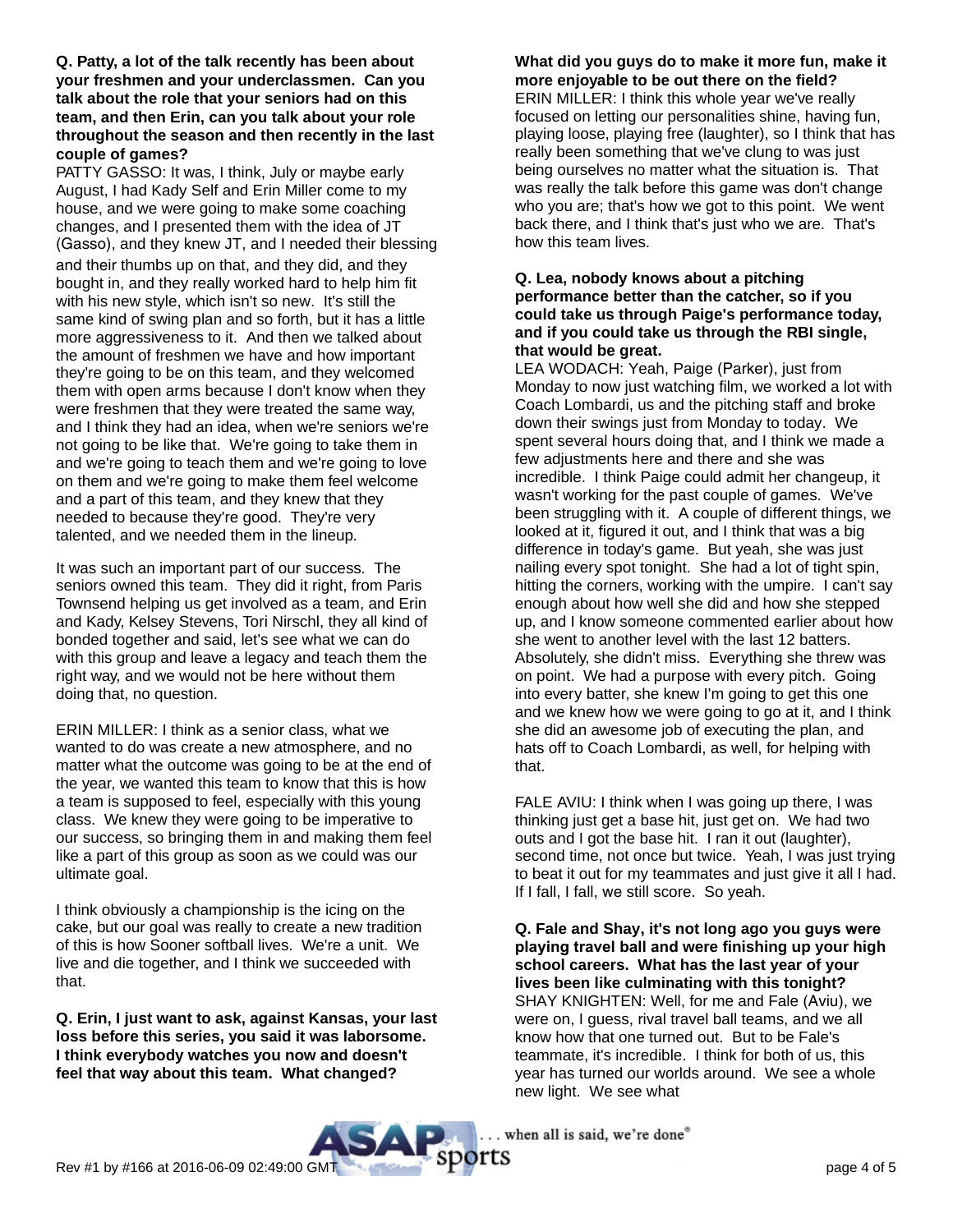**Q. Patty, a lot of the talk recently has been about your freshmen and your underclassmen. Can you talk about the role that your seniors had on this team, and then Erin, can you talk about your role throughout the season and then recently in the last couple of games?**

PATTY GASSO: It was, I think, July or maybe early August, I had Kady Self and Erin Miller come to my house, and we were going to make some coaching changes, and I presented them with the idea of JT (Gasso), and they knew JT, and I needed their blessing and their thumbs up on that, and they did, and they bought in, and they really worked hard to help him fit with his new style, which isn't so new. It's still the same kind of swing plan and so forth, but it has a little more aggressiveness to it. And then we talked about the amount of freshmen we have and how important they're going to be on this team, and they welcomed them with open arms because I don't know when they were freshmen that they were treated the same way, and I think they had an idea, when we're seniors we're not going to be like that. We're going to take them in and we're going to teach them and we're going to love on them and we're going to make them feel welcome and a part of this team, and they knew that they needed to because they're good. They're very talented, and we needed them in the lineup.

It was such an important part of our success. The seniors owned this team. They did it right, from Paris Townsend helping us get involved as a team, and Erin and Kady, Kelsey Stevens, Tori Nirschl, they all kind of bonded together and said, let's see what we can do with this group and leave a legacy and teach them the right way, and we would not be here without them doing that, no question.

ERIN MILLER: I think as a senior class, what we wanted to do was create a new atmosphere, and no matter what the outcome was going to be at the end of the year, we wanted this team to know that this is how a team is supposed to feel, especially with this young class. We knew they were going to be imperative to our success, so bringing them in and making them feel like a part of this group as soon as we could was our ultimate goal.

I think obviously a championship is the icing on the cake, but our goal was really to create a new tradition of this is how Sooner softball lives. We're a unit. We live and die together, and I think we succeeded with that.

**Q. Erin, I just want to ask, against Kansas, your last loss before this series, you said it was laborsome. I think everybody watches you now and doesn't feel that way about this team. What changed? What did you guys do to make it more fun, make it more enjoyable to be out there on the field?**

ERIN MILLER: I think this whole year we've really focused on letting our personalities shine, having fun, playing loose, playing free (laughter), so I think that has really been something that we've clung to was just being ourselves no matter what the situation is. That was really the talk before this game was don't change who you are; that's how we got to this point. We went back there, and I think that's just who we are. That's how this team lives.

**Q. Lea, nobody knows about a pitching performance better than the catcher, so if you could take us through Paige's performance today, and if you could take us through the RBI single, that would be great.**

LEA WODACH: Yeah, Paige (Parker), just from Monday to now just watching film, we worked a lot with Coach Lombardi, us and the pitching staff and broke down their swings just from Monday to today. We spent several hours doing that, and I think we made a few adjustments here and there and she was incredible. I think Paige could admit her changeup, it wasn't working for the past couple of games. We've been struggling with it. A couple of different things, we looked at it, figured it out, and I think that was a big difference in today's game. But yeah, she was just nailing every spot tonight. She had a lot of tight spin, hitting the corners, working with the umpire. I can't say enough about how well she did and how she stepped up, and I know someone commented earlier about how she went to another level with the last 12 batters. Absolutely, she didn't miss. Everything she threw was on point. We had a purpose with every pitch. Going into every batter, she knew I'm going to get this one and we knew how we were going to go at it, and I think she did an awesome job of executing the plan, and hats off to Coach Lombardi, as well, for helping with that.

FALE AVIU: I think when I was going up there, I was thinking just get a base hit, just get on. We had two outs and I got the base hit. I ran it out (laughter), second time, not once but twice. Yeah, I was just trying to beat it out for my teammates and just give it all I had. If I fall, I fall, we still score. So yeah.

**Q. Fale and Shay, it's not long ago you guys were playing travel ball and were finishing up your high school careers. What has the last year of your lives been like culminating with this tonight?**

SHAY KNIGHTEN: Well, for me and Fale (Aviu), we were on, I guess, rival travel ball teams, and we all know how that one turned out. But to be Fale's teammate, it's incredible. I think for both of us, this year has turned our worlds around. We see a whole new light. We see what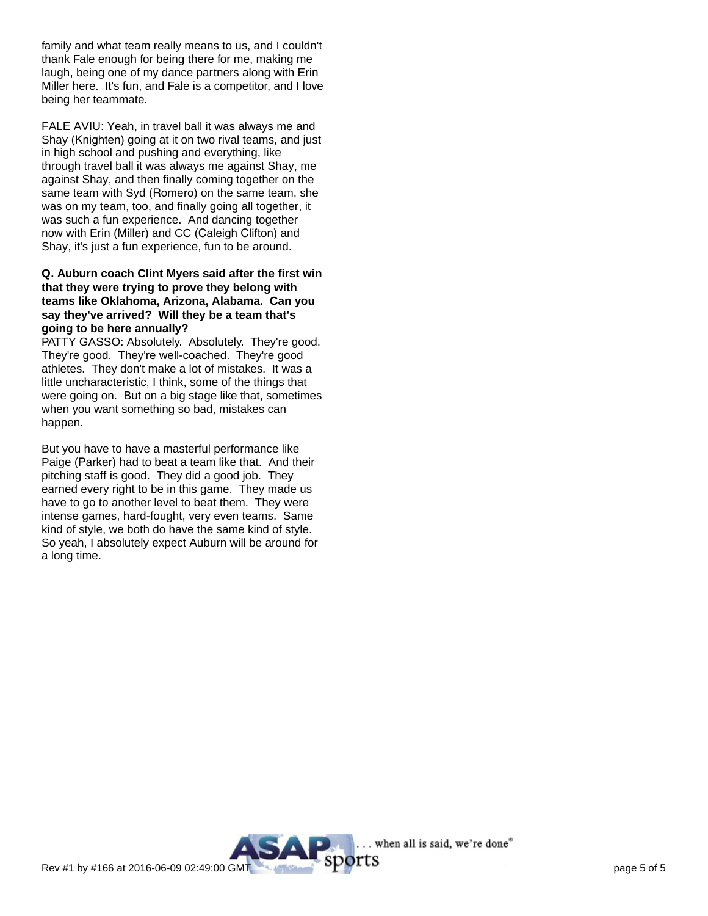family and what team really means to us, and I couldn't thank Fale enough for being there for me, making me laugh, being one of my dance partners along with Erin Miller here. It's fun, and Fale is a competitor, and I love being her teammate.

FALE AVIU: Yeah, in travel ball it was always me and Shay (Knighten) going at it on two rival teams, and just in high school and pushing and everything, like through travel ball it was always me against Shay, me against Shay, and then finally coming together on the same team with Syd (Romero) on the same team, she was on my team, too, and finally going all together, it was such a fun experience. And dancing together now with Erin (Miller) and CC (Caleigh Clifton) and Shay, it's just a fun experience, fun to be around.

**Q. Auburn coach Clint Myers said after the first win that they were trying to prove they belong with teams like Oklahoma, Arizona, Alabama. Can you say they've arrived? Will they be a team that's going to be here annually?**

PATTY GASSO: Absolutely. Absolutely. They're good. They're good. They're well-coached. They're good athletes. They don't make a lot of mistakes. It was a little uncharacteristic, I think, some of the things that were going on. But on a big stage like that, sometimes when you want something so bad, mistakes can happen.

But you have to have a masterful performance like Paige (Parker) had to beat a team like that. And their pitching staff is good. They did a good job. They earned every right to be in this game. They made us have to go to another level to beat them. They were intense games, hard-fought, very even teams. Same kind of style, we both do have the same kind of style. So yeah, I absolutely expect Auburn will be around for a long time.